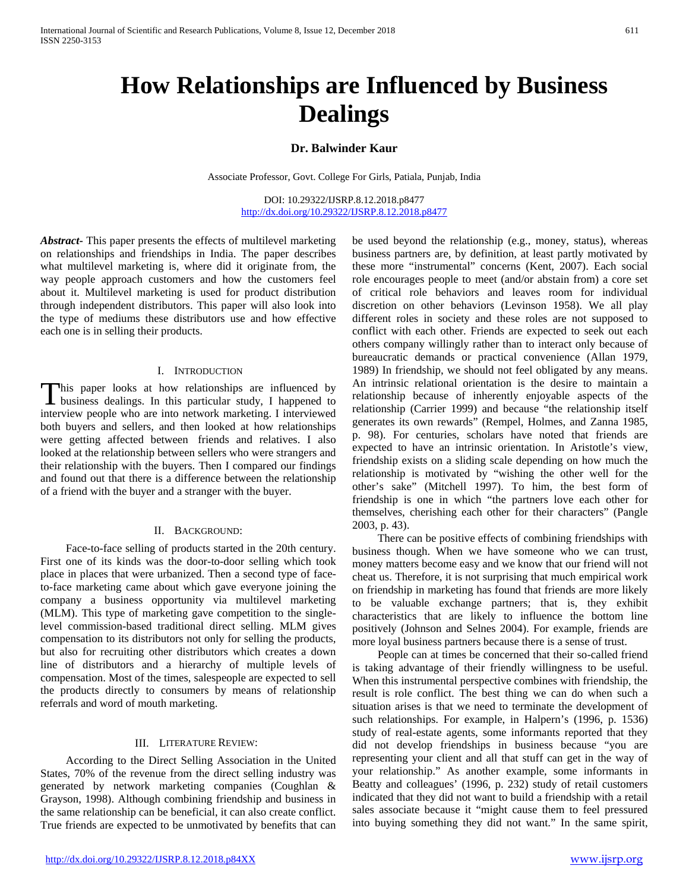# How Relationships are Influenced by Business Dealings

**Dr. Balwinder Kaur**

Associate Professor, Govt. College For Girls, Patiala, Punjab, India

DOI: 10.29322/IJSRP.8.12.2018.p8477
http://dx.doi.org/10.29322/IJSRP.8.12.2018.p8477

***Abstract***- This paper presents the effects of multilevel marketing on relationships and friendships in India. The paper describes what multilevel marketing is, where did it originate from, the way people approach customers and how the customers feel about it. Multilevel marketing is used for product distribution through independent distributors. This paper will also look into the type of mediums these distributors use and how effective each one is in selling their products.

## I. Introduction

This paper looks at how relationships are influenced by business dealings. In this particular study, I happened to interview people who are into network marketing. I interviewed both buyers and sellers, and then looked at how relationships were getting affected between friends and relatives. I also looked at the relationship between sellers who were strangers and their relationship with the buyers. Then I compared our findings and found out that there is a difference between the relationship of a friend with the buyer and a stranger with the buyer.

## II. Background:

Face-to-face selling of products started in the 20th century. First one of its kinds was the door-to-door selling which took place in places that were urbanized. Then a second type of face-to-face marketing came about which gave everyone joining the company a business opportunity via multilevel marketing (MLM). This type of marketing gave competition to the single-level commission-based traditional direct selling. MLM gives compensation to its distributors not only for selling the products, but also for recruiting other distributors which creates a down line of distributors and a hierarchy of multiple levels of compensation. Most of the times, salespeople are expected to sell the products directly to consumers by means of relationship referrals and word of mouth marketing.

## III. Literature Review:

According to the Direct Selling Association in the United States, 70% of the revenue from the direct selling industry was generated by network marketing companies (Coughlan & Grayson, 1998). Although combining friendship and business in the same relationship can be beneficial, it can also create conflict. True friends are expected to be unmotivated by benefits that can be used beyond the relationship (e.g., money, status), whereas business partners are, by definition, at least partly motivated by these more "instrumental" concerns (Kent, 2007). Each social role encourages people to meet (and/or abstain from) a core set of critical role behaviors and leaves room for individual discretion on other behaviors (Levinson 1958). We all play different roles in society and these roles are not supposed to conflict with each other. Friends are expected to seek out each others company willingly rather than to interact only because of bureaucratic demands or practical convenience (Allan 1979, 1989) In friendship, we should not feel obligated by any means. An intrinsic relational orientation is the desire to maintain a relationship because of inherently enjoyable aspects of the relationship (Carrier 1999) and because "the relationship itself generates its own rewards" (Rempel, Holmes, and Zanna 1985, p. 98). For centuries, scholars have noted that friends are expected to have an intrinsic orientation. In Aristotle's view, friendship exists on a sliding scale depending on how much the relationship is motivated by "wishing the other well for the other's sake" (Mitchell 1997). To him, the best form of friendship is one in which "the partners love each other for themselves, cherishing each other for their characters" (Pangle 2003, p. 43).

There can be positive effects of combining friendships with business though. When we have someone who we can trust, money matters become easy and we know that our friend will not cheat us. Therefore, it is not surprising that much empirical work on friendship in marketing has found that friends are more likely to be valuable exchange partners; that is, they exhibit characteristics that are likely to influence the bottom line positively (Johnson and Selnes 2004). For example, friends are more loyal business partners because there is a sense of trust.

People can at times be concerned that their so-called friend is taking advantage of their friendly willingness to be useful. When this instrumental perspective combines with friendship, the result is role conflict. The best thing we can do when such a situation arises is that we need to terminate the development of such relationships. For example, in Halpern's (1996, p. 1536) study of real-estate agents, some informants reported that they did not develop friendships in business because "you are representing your client and all that stuff can get in the way of your relationship." As another example, some informants in Beatty and colleagues' (1996, p. 232) study of retail customers indicated that they did not want to build a friendship with a retail sales associate because it "might cause them to feel pressured into buying something they did not want." In the same spirit,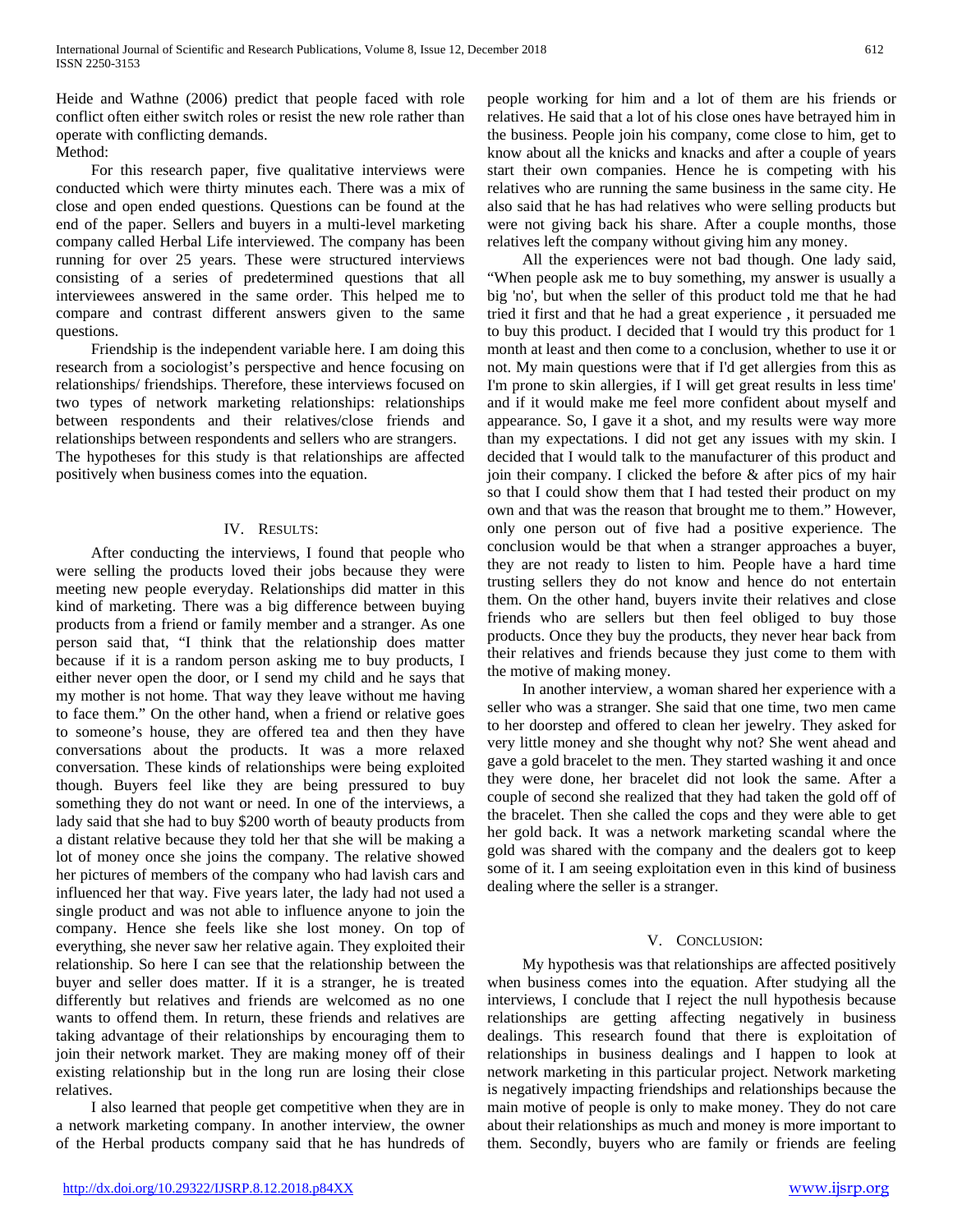Heide and Wathne (2006) predict that people faced with role conflict often either switch roles or resist the new role rather than operate with conflicting demands.

Method:

For this research paper, five qualitative interviews were conducted which were thirty minutes each. There was a mix of close and open ended questions. Questions can be found at the end of the paper. Sellers and buyers in a multi-level marketing company called Herbal Life interviewed. The company has been running for over 25 years. These were structured interviews consisting of a series of predetermined questions that all interviewees answered in the same order. This helped me to compare and contrast different answers given to the same questions.

Friendship is the independent variable here. I am doing this research from a sociologist's perspective and hence focusing on relationships/ friendships. Therefore, these interviews focused on two types of network marketing relationships: relationships between respondents and their relatives/close friends and relationships between respondents and sellers who are strangers.

The hypotheses for this study is that relationships are affected positively when business comes into the equation.

## IV. Results:

After conducting the interviews, I found that people who were selling the products loved their jobs because they were meeting new people everyday. Relationships did matter in this kind of marketing. There was a big difference between buying products from a friend or family member and a stranger. As one person said that, "I think that the relationship does matter because if it is a random person asking me to buy products, I either never open the door, or I send my child and he says that my mother is not home. That way they leave without me having to face them." On the other hand, when a friend or relative goes to someone's house, they are offered tea and then they have conversations about the products. It was a more relaxed conversation. These kinds of relationships were being exploited though. Buyers feel like they are being pressured to buy something they do not want or need. In one of the interviews, a lady said that she had to buy $200 worth of beauty products from a distant relative because they told her that she will be making a lot of money once she joins the company. The relative showed her pictures of members of the company who had lavish cars and influenced her that way. Five years later, the lady had not used a single product and was not able to influence anyone to join the company. Hence she feels like she lost money. On top of everything, she never saw her relative again. They exploited their relationship. So here I can see that the relationship between the buyer and seller does matter. If it is a stranger, he is treated differently but relatives and friends are welcomed as no one wants to offend them. In return, these friends and relatives are taking advantage of their relationships by encouraging them to join their network market. They are making money off of their existing relationship but in the long run are losing their close relatives.

I also learned that people get competitive when they are in a network marketing company. In another interview, the owner of the Herbal products company said that he has hundreds of people working for him and a lot of them are his friends or relatives. He said that a lot of his close ones have betrayed him in the business. People join his company, come close to him, get to know about all the knicks and knacks and after a couple of years start their own companies. Hence he is competing with his relatives who are running the same business in the same city. He also said that he has had relatives who were selling products but were not giving back his share. After a couple months, those relatives left the company without giving him any money.

All the experiences were not bad though. One lady said, "When people ask me to buy something, my answer is usually a big 'no', but when the seller of this product told me that he had tried it first and that he had a great experience , it persuaded me to buy this product. I decided that I would try this product for 1 month at least and then come to a conclusion, whether to use it or not. My main questions were that if I'd get allergies from this as I'm prone to skin allergies, if I will get great results in less time' and if it would make me feel more confident about myself and appearance. So, I gave it a shot, and my results were way more than my expectations. I did not get any issues with my skin. I decided that I would talk to the manufacturer of this product and join their company. I clicked the before & after pics of my hair so that I could show them that I had tested their product on my own and that was the reason that brought me to them." However, only one person out of five had a positive experience. The conclusion would be that when a stranger approaches a buyer, they are not ready to listen to him. People have a hard time trusting sellers they do not know and hence do not entertain them. On the other hand, buyers invite their relatives and close friends who are sellers but then feel obliged to buy those products. Once they buy the products, they never hear back from their relatives and friends because they just come to them with the motive of making money.

In another interview, a woman shared her experience with a seller who was a stranger. She said that one time, two men came to her doorstep and offered to clean her jewelry. They asked for very little money and she thought why not? She went ahead and gave a gold bracelet to the men. They started washing it and once they were done, her bracelet did not look the same. After a couple of second she realized that they had taken the gold off of the bracelet. Then she called the cops and they were able to get her gold back. It was a network marketing scandal where the gold was shared with the company and the dealers got to keep some of it. I am seeing exploitation even in this kind of business dealing where the seller is a stranger.

## V. Conclusion:

My hypothesis was that relationships are affected positively when business comes into the equation. After studying all the interviews, I conclude that I reject the null hypothesis because relationships are getting affecting negatively in business dealings. This research found that there is exploitation of relationships in business dealings and I happen to look at network marketing in this particular project. Network marketing is negatively impacting friendships and relationships because the main motive of people is only to make money. They do not care about their relationships as much and money is more important to them. Secondly, buyers who are family or friends are feeling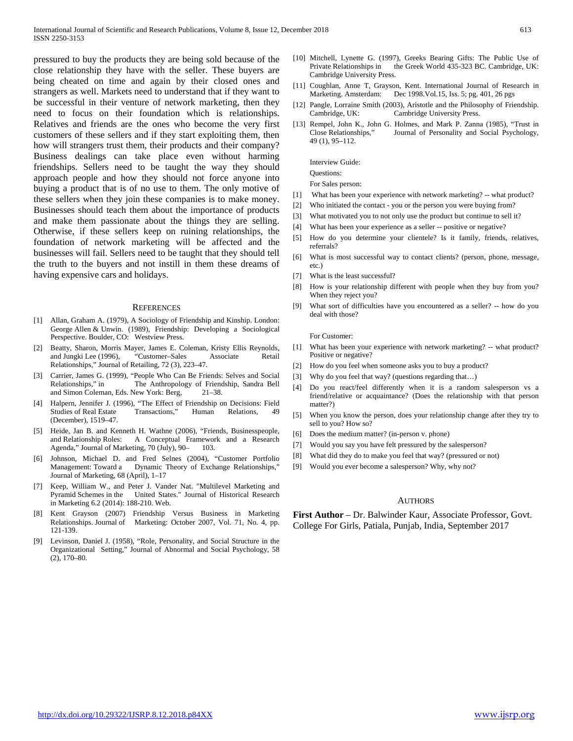pressured to buy the products they are being sold because of the close relationship they have with the seller. These buyers are being cheated on time and again by their closed ones and strangers as well. Markets need to understand that if they want to be successful in their venture of network marketing, then they need to focus on their foundation which is relationships. Relatives and friends are the ones who become the very first customers of these sellers and if they start exploiting them, then how will strangers trust them, their products and their company? Business dealings can take place even without harming friendships. Sellers need to be taught the way they should approach people and how they should not force anyone into buying a product that is of no use to them. The only motive of these sellers when they join these companies is to make money. Businesses should teach them about the importance of products and make them passionate about the things they are selling. Otherwise, if these sellers keep on ruining relationships, the foundation of network marketing will be affected and the businesses will fail. Sellers need to be taught that they should tell the truth to the buyers and not instill in them these dreams of having expensive cars and holidays.

## REFERENCES

[1] Allan, Graham A. (1979), A Sociology of Friendship and Kinship. London: George Allen & Unwin. (1989), Friendship: Developing a Sociological Perspective. Boulder, CO: Westview Press.

[2] Beatty, Sharon, Morris Mayer, James E. Coleman, Kristy Ellis Reynolds, and Jungki Lee (1996), "Customer–Sales Associate Retail Relationships," Journal of Retailing, 72 (3), 223–47.

[3] Carrier, James G. (1999), "People Who Can Be Friends: Selves and Social Relationships," in The Anthropology of Friendship, Sandra Bell and Simon Coleman, Eds. New York: Berg, 21–38.

[4] Halpern, Jennifer J. (1996), "The Effect of Friendship on Decisions: Field Studies of Real Estate Transactions," Human Relations, 49 (December), 1519–47.

[5] Heide, Jan B. and Kenneth H. Wathne (2006), "Friends, Businesspeople, and Relationship Roles: A Conceptual Framework and a Research Agenda," Journal of Marketing, 70 (July), 90– 103.

[6] Johnson, Michael D. and Fred Selnes (2004), "Customer Portfolio Management: Toward a Dynamic Theory of Exchange Relationships," Journal of Marketing, 68 (April), 1–17

[7] Keep, William W., and Peter J. Vander Nat. "Multilevel Marketing and Pyramid Schemes in the United States." Journal of Historical Research in Marketing 6.2 (2014): 188-210. Web.

[8] Kent Grayson (2007) Friendship Versus Business in Marketing Relationships. Journal of Marketing: October 2007, Vol. 71, No. 4, pp. 121-139.

[9] Levinson, Daniel J. (1958), "Role, Personality, and Social Structure in the Organizational Setting," Journal of Abnormal and Social Psychology, 58 (2), 170–80.

[10] Mitchell, Lynette G. (1997), Greeks Bearing Gifts: The Public Use of Private Relationships in the Greek World 435-323 BC. Cambridge, UK: Cambridge University Press.

[11] Coughlan, Anne T, Grayson, Kent. International Journal of Research in Marketing. Amsterdam: Dec 1998.Vol.15, Iss. 5; pg. 401, 26 pgs

[12] Pangle, Lorraine Smith (2003), Aristotle and the Philosophy of Friendship. Cambridge, UK: Cambridge University Press.

[13] Rempel, John K., John G. Holmes, and Mark P. Zanna (1985), "Trust in Close Relationships," Journal of Personality and Social Psychology, 49 (1), 95–112.

Interview Guide:

Questions:

For Sales person:

[1] What has been your experience with network marketing? -- what product?

[2] Who initiated the contact - you or the person you were buying from?

[3] What motivated you to not only use the product but continue to sell it?

[4] What has been your experience as a seller -- positive or negative?

[5] How do you determine your clientele? Is it family, friends, relatives, referrals?

[6] What is most successful way to contact clients? (person, phone, message, etc.)

[7] What is the least successful?

[8] How is your relationship different with people when they buy from you? When they reject you?

[9] What sort of difficulties have you encountered as a seller? -- how do you deal with those?

For Customer:

[1] What has been your experience with network marketing? -- what product? Positive or negative?

[2] How do you feel when someone asks you to buy a product?

[3] Why do you feel that way? (questions regarding that…)

[4] Do you react/feel differently when it is a random salesperson vs a friend/relative or acquaintance? (Does the relationship with that person matter?)

[5] When you know the person, does your relationship change after they try to sell to you? How so?

[6] Does the medium matter? (in-person v. phone)

[7] Would you say you have felt pressured by the salesperson?

[8] What did they do to make you feel that way? (pressured or not)

[9] Would you ever become a salesperson? Why, why not?

## AUTHORS

**First Author** – Dr. Balwinder Kaur, Associate Professor, Govt. College For Girls, Patiala, Punjab, India, September 2017